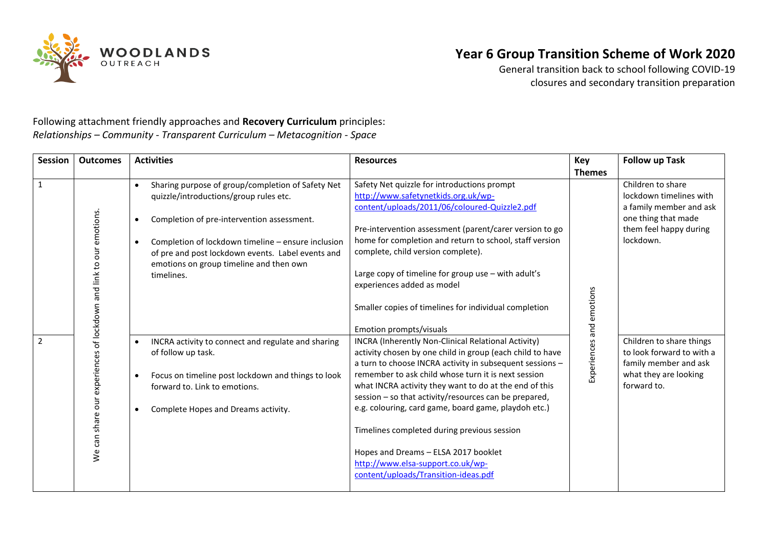WOODLANDS OUTREACH

# Year 6 Group Transition Scheme of Work 2020

General transition back to school following COVID-19 closures and secondary transition preparation

Following attachment friendly approaches and **Recovery Curriculum** principles:
*Relationships – Community - Transparent Curriculum – Metacognition - Space*

| Session | Outcomes | Activities | Resources | Key Themes | Follow up Task |
|---|---|---|---|---|---|
| 1 | We can share our experiences of lockdown and link to our emotions. | • Sharing purpose of group/completion of Safety Net quizzle/introductions/group rules etc.<br>• Completion of pre-intervention assessment.<br>• Completion of lockdown timeline – ensure inclusion of pre and post lockdown events. Label events and emotions on group timeline and then own timelines. | Safety Net quizzle for introductions prompt http://www.safetynetkids.org.uk/wp-content/uploads/2011/06/coloured-Quizzle2.pdf<br><br>Pre-intervention assessment (parent/carer version to go home for completion and return to school, staff version complete, child version complete).<br><br>Large copy of timeline for group use – with adult's experiences added as model<br><br>Smaller copies of timelines for individual completion<br><br>Emotion prompts/visuals | Experiences and emotions | Children to share lockdown timelines with a family member and ask one thing that made them feel happy during lockdown. |
| 2 | | • INCRA activity to connect and regulate and sharing of follow up task.<br>• Focus on timeline post lockdown and things to look forward to. Link to emotions.<br>• Complete Hopes and Dreams activity. | INCRA (Inherently Non-Clinical Relational Activity) activity chosen by one child in group (each child to have a turn to choose INCRA activity in subsequent sessions – remember to ask child whose turn it is next session what INCRA activity they want to do at the end of this session – so that activity/resources can be prepared, e.g. colouring, card game, board game, playdoh etc.)<br><br>Timelines completed during previous session<br><br>Hopes and Dreams – ELSA 2017 booklet http://www.elsa-support.co.uk/wp-content/uploads/Transition-ideas.pdf | | Children to share things to look forward to with a family member and ask what they are looking forward to. |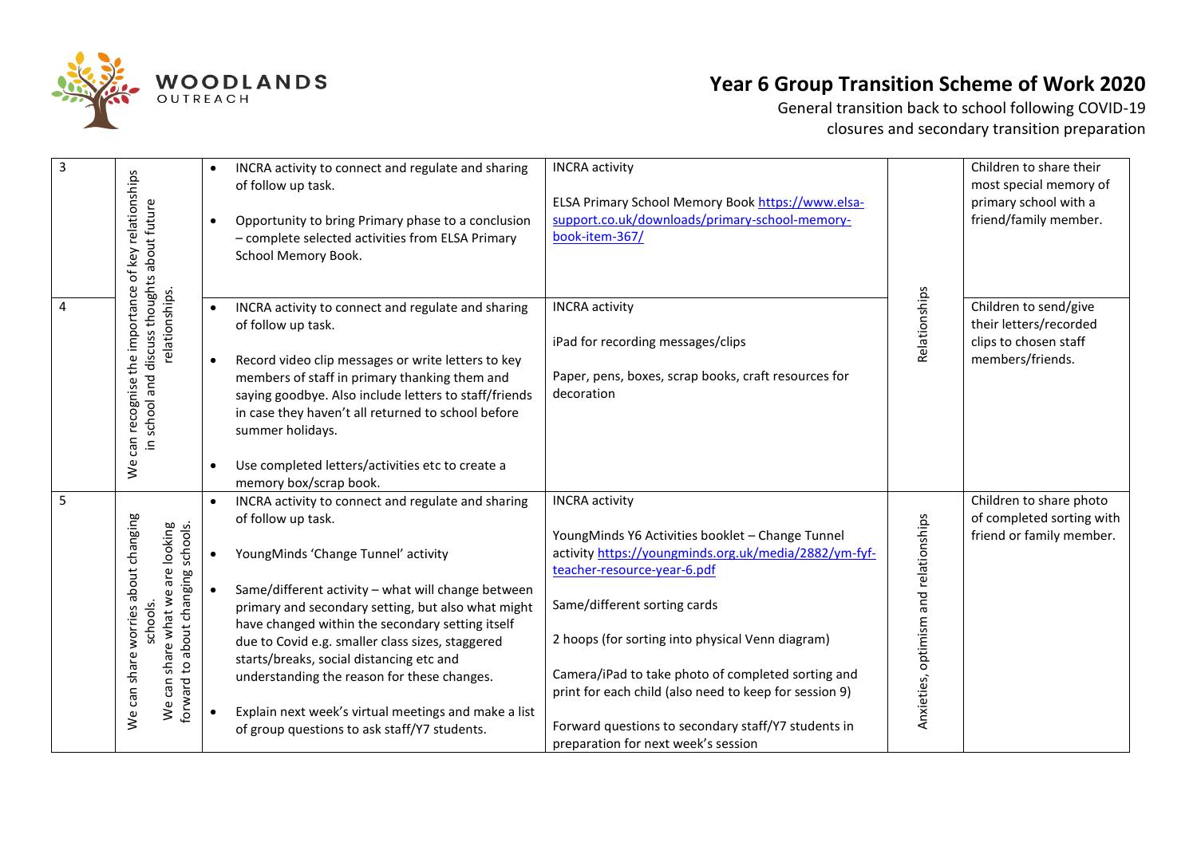# Year 6 Group Transition Scheme of Work 2020

General transition back to school following COVID-19 closures and secondary transition preparation

| | | | | | |
|---|---|---|---|---|---|
| 3 | We can recognise the importance of key relationships in school and discuss thoughts about future relationships. | • INCRA activity to connect and regulate and sharing of follow up task.<br>• Opportunity to bring Primary phase to a conclusion – complete selected activities from ELSA Primary School Memory Book. | INCRA activity<br><br>ELSA Primary School Memory Book https://www.elsa-support.co.uk/downloads/primary-school-memory-book-item-367/ | Relationships | Children to share their most special memory of primary school with a friend/family member. |
| 4 | | • INCRA activity to connect and regulate and sharing of follow up task.<br>• Record video clip messages or write letters to key members of staff in primary thanking them and saying goodbye. Also include letters to staff/friends in case they haven't all returned to school before summer holidays.<br>• Use completed letters/activities etc to create a memory box/scrap book. | INCRA activity<br><br>iPad for recording messages/clips<br><br>Paper, pens, boxes, scrap books, craft resources for decoration | | Children to send/give their letters/recorded clips to chosen staff members/friends. |
| 5 | We can share worries about changing schools.<br>We can share what we are looking forward to about changing schools. | • INCRA activity to connect and regulate and sharing of follow up task.<br>• YoungMinds 'Change Tunnel' activity<br>• Same/different activity – what will change between primary and secondary setting, but also what might have changed within the secondary setting itself due to Covid e.g. smaller class sizes, staggered starts/breaks, social distancing etc and understanding the reason for these changes.<br>• Explain next week's virtual meetings and make a list of group questions to ask staff/Y7 students. | INCRA activity<br><br>YoungMinds Y6 Activities booklet – Change Tunnel activity https://youngminds.org.uk/media/2882/ym-fyf-teacher-resource-year-6.pdf<br><br>Same/different sorting cards<br><br>2 hoops (for sorting into physical Venn diagram)<br><br>Camera/iPad to take photo of completed sorting and print for each child (also need to keep for session 9)<br><br>Forward questions to secondary staff/Y7 students in preparation for next week's session | Anxieties, optimism and relationships | Children to share photo of completed sorting with friend or family member. |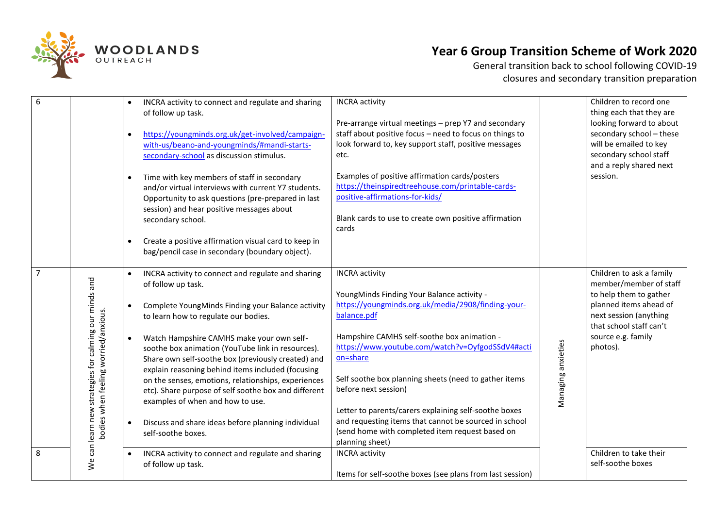# Year 6 Group Transition Scheme of Work 2020

General transition back to school following COVID-19 closures and secondary transition preparation

| | | | | | |
|---|---|---|---|---|---|
| 6 | | • INCRA activity to connect and regulate and sharing of follow up task.<br><br>• [https://youngminds.org.uk/get-involved/campaign-with-us/beano-and-youngminds/#mandi-starts-secondary-school](https://youngminds.org.uk/get-involved/campaign-with-us/beano-and-youngminds/#mandi-starts-secondary-school) as discussion stimulus.<br><br>• Time with key members of staff in secondary and/or virtual interviews with current Y7 students. Opportunity to ask questions (pre-prepared in last session) and hear positive messages about secondary school.<br><br>• Create a positive affirmation visual card to keep in bag/pencil case in secondary (boundary object). | INCRA activity<br><br>Pre-arrange virtual meetings – prep Y7 and secondary staff about positive focus – need to focus on things to look forward to, key support staff, positive messages etc.<br><br>Examples of positive affirmation cards/posters [https://theinspiredtreehouse.com/printable-cards-positive-affirmations-for-kids/](https://theinspiredtreehouse.com/printable-cards-positive-affirmations-for-kids/)<br><br>Blank cards to use to create own positive affirmation cards | | Children to record one thing each that they are looking forward to about secondary school – these will be emailed to key secondary school staff and a reply shared next session. |
| 7 | We can learn new strategies for calming our minds and bodies when feeling worried/anxious. | • INCRA activity to connect and regulate and sharing of follow up task.<br><br>• Complete YoungMinds Finding your Balance activity to learn how to regulate our bodies.<br><br>• Watch Hampshire CAMHS make your own self-soothe box animation (YouTube link in resources). Share own self-soothe box (previously created) and explain reasoning behind items included (focusing on the senses, emotions, relationships, experiences etc). Share purpose of self soothe box and different examples of when and how to use.<br><br>• Discuss and share ideas before planning individual self-soothe boxes. | INCRA activity<br><br>YoungMinds Finding Your Balance activity - [https://youngminds.org.uk/media/2908/finding-your-balance.pdf](https://youngminds.org.uk/media/2908/finding-your-balance.pdf)<br><br>Hampshire CAMHS self-soothe box animation - [https://www.youtube.com/watch?v=OyfgodSSdV4#action=share](https://www.youtube.com/watch?v=OyfgodSSdV4#action=share)<br><br>Self soothe box planning sheets (need to gather items before next session)<br><br>Letter to parents/carers explaining self-soothe boxes and requesting items that cannot be sourced in school (send home with completed item request based on planning sheet) | Managing anxieties | Children to ask a family member/member of staff to help them to gather planned items ahead of next session (anything that school staff can't source e.g. family photos). |
| 8 | | • INCRA activity to connect and regulate and sharing of follow up task. | INCRA activity<br><br>Items for self-soothe boxes (see plans from last session) | | Children to take their self-soothe boxes |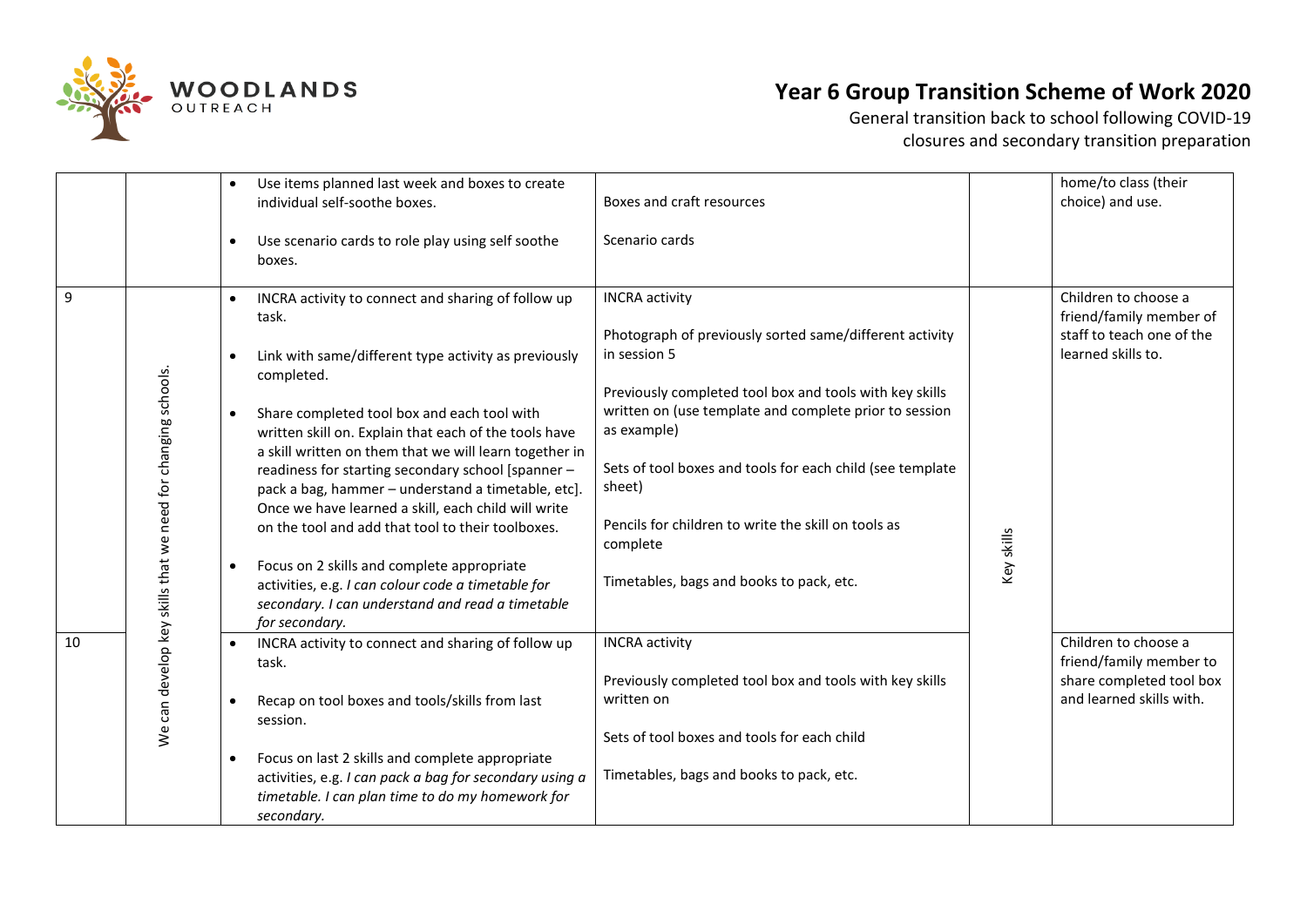# Year 6 Group Transition Scheme of Work 2020

General transition back to school following COVID-19 closures and secondary transition preparation

| | | | | | |
|---|---|---|---|---|---|
| | | • Use items planned last week and boxes to create individual self-soothe boxes.<br><br>• Use scenario cards to role play using self soothe boxes. | Boxes and craft resources<br><br>Scenario cards | | home/to class (their choice) and use. |
| 9 | We can develop key skills that we need for changing schools. | • INCRA activity to connect and sharing of follow up task.<br><br>• Link with same/different type activity as previously completed.<br><br>• Share completed tool box and each tool with written skill on. Explain that each of the tools have a skill written on them that we will learn together in readiness for starting secondary school [spanner – pack a bag, hammer – understand a timetable, etc]. Once we have learned a skill, each child will write on the tool and add that tool to their toolboxes.<br><br>• Focus on 2 skills and complete appropriate activities, e.g. *I can colour code a timetable for secondary. I can understand and read a timetable for secondary.* | INCRA activity<br><br>Photograph of previously sorted same/different activity in session 5<br><br>Previously completed tool box and tools with key skills written on (use template and complete prior to session as example)<br><br>Sets of tool boxes and tools for each child (see template sheet)<br><br>Pencils for children to write the skill on tools as complete<br><br>Timetables, bags and books to pack, etc. | Key skills | Children to choose a friend/family member of staff to teach one of the learned skills to. |
| 10 | | • INCRA activity to connect and sharing of follow up task.<br><br>• Recap on tool boxes and tools/skills from last session.<br><br>• Focus on last 2 skills and complete appropriate activities, e.g. *I can pack a bag for secondary using a timetable. I can plan time to do my homework for secondary.* | INCRA activity<br><br>Previously completed tool box and tools with key skills written on<br><br>Sets of tool boxes and tools for each child<br><br>Timetables, bags and books to pack, etc. | | Children to choose a friend/family member to share completed tool box and learned skills with. |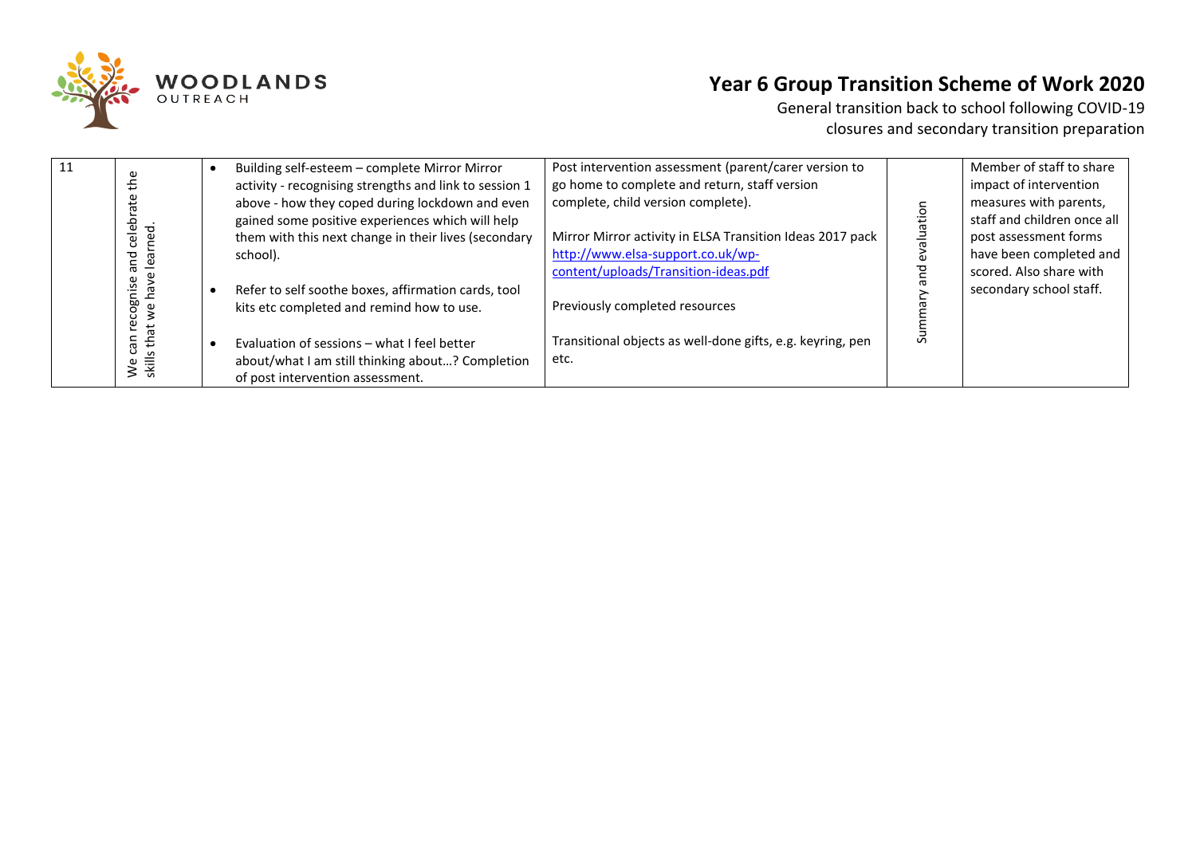# Year 6 Group Transition Scheme of Work 2020

General transition back to school following COVID-19 closures and secondary transition preparation

| | | | | | |
|---|---|---|---|---|---|
| 11 | We can recognise and celebrate the skills that we have learned. | • Building self-esteem – complete Mirror Mirror activity - recognising strengths and link to session 1 above - how they coped during lockdown and even gained some positive experiences which will help them with this next change in their lives (secondary school).<br><br>• Refer to self soothe boxes, affirmation cards, tool kits etc completed and remind how to use.<br><br>• Evaluation of sessions – what I feel better about/what I am still thinking about…? Completion of post intervention assessment. | Post intervention assessment (parent/carer version to go home to complete and return, staff version complete, child version complete).<br><br>Mirror Mirror activity in ELSA Transition Ideas 2017 pack http://www.elsa-support.co.uk/wp-content/uploads/Transition-ideas.pdf<br><br>Previously completed resources<br><br>Transitional objects as well-done gifts, e.g. keyring, pen etc. | Summary and evaluation | Member of staff to share impact of intervention measures with parents, staff and children once all post assessment forms have been completed and scored. Also share with secondary school staff. |